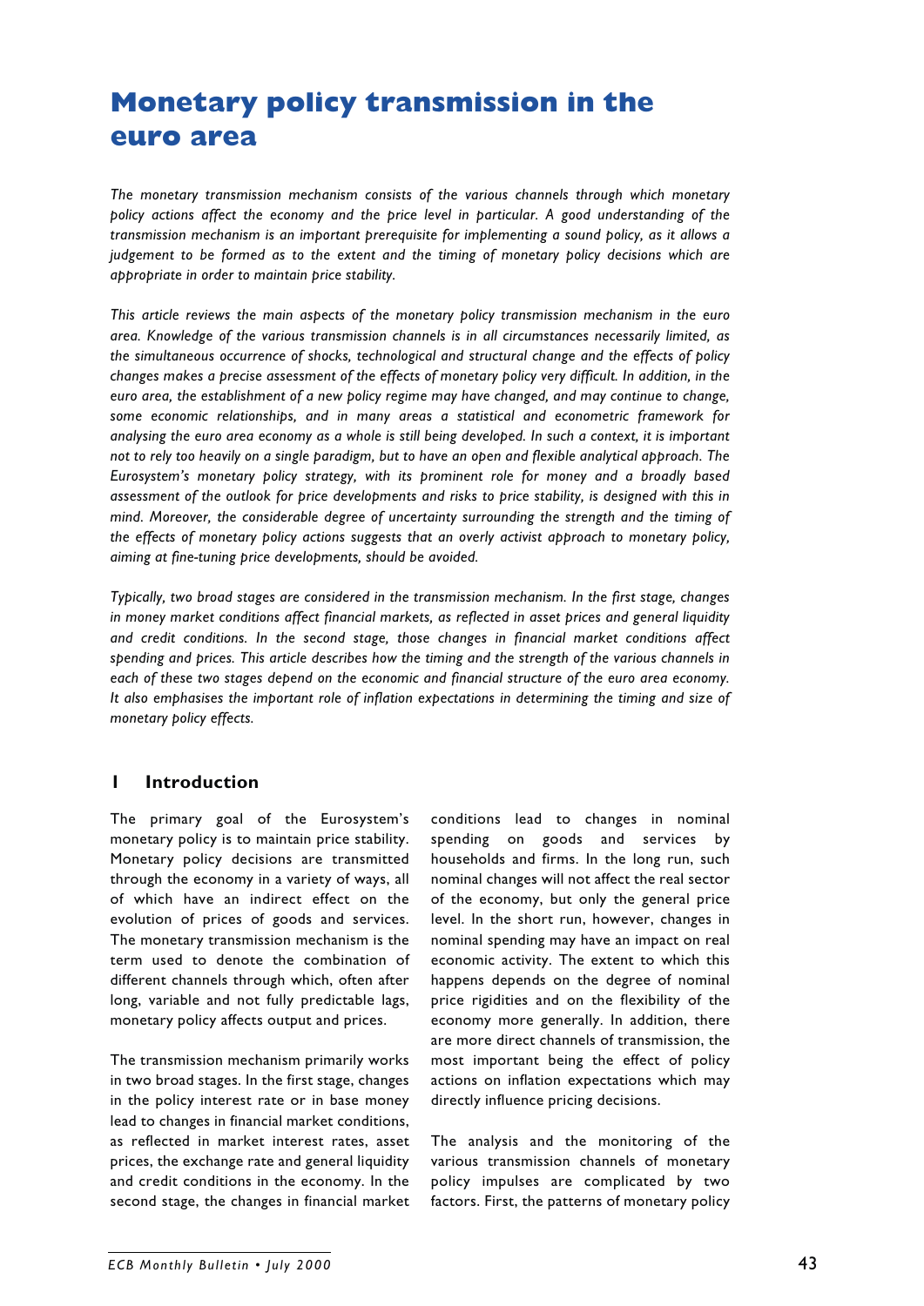# Monetary policy transmission in the euro area

*The monetary transmission mechanism consists of the various channels through which monetary policy actions affect the economy and the price level in particular. A good understanding of the transmission mechanism is an important prerequisite for implementing a sound policy, as it allows a judgement to be formed as to the extent and the timing of monetary policy decisions which are appropriate in order to maintain price stability.*

*This article reviews the main aspects of the monetary policy transmission mechanism in the euro area. Knowledge of the various transmission channels is in all circumstances necessarily limited, as the simultaneous occurrence of shocks, technological and structural change and the effects of policy changes makes a precise assessment of the effects of monetary policy very difficult. In addition, in the euro area, the establishment of a new policy regime may have changed, and may continue to change, some economic relationships, and in many areas a statistical and econometric framework for analysing the euro area economy as a whole is still being developed. In such a context, it is important not to rely too heavily on a single paradigm, but to have an open and flexible analytical approach. The Eurosystem's monetary policy strategy, with its prominent role for money and a broadly based assessment of the outlook for price developments and risks to price stability, is designed with this in mind. Moreover, the considerable degree of uncertainty surrounding the strength and the timing of the effects of monetary policy actions suggests that an overly activist approach to monetary policy, aiming at fine-tuning price developments, should be avoided.*

*Typically, two broad stages are considered in the transmission mechanism. In the first stage, changes in money market conditions affect financial markets, as reflected in asset prices and general liquidity and credit conditions. In the second stage, those changes in financial market conditions affect spending and prices. This article describes how the timing and the strength of the various channels in each of these two stages depend on the economic and financial structure of the euro area economy. It also emphasises the important role of inflation expectations in determining the timing and size of monetary policy effects.*

## 1 Introduction

The primary goal of the Eurosystem's monetary policy is to maintain price stability. Monetary policy decisions are transmitted through the economy in a variety of ways, all of which have an indirect effect on the evolution of prices of goods and services. The monetary transmission mechanism is the term used to denote the combination of different channels through which, often after long, variable and not fully predictable lags, monetary policy affects output and prices.

The transmission mechanism primarily works in two broad stages. In the first stage, changes in the policy interest rate or in base money lead to changes in financial market conditions, as reflected in market interest rates, asset prices, the exchange rate and general liquidity and credit conditions in the economy. In the second stage, the changes in financial market conditions lead to changes in nominal spending on goods and services by households and firms. In the long run, such nominal changes will not affect the real sector of the economy, but only the general price level. In the short run, however, changes in nominal spending may have an impact on real economic activity. The extent to which this happens depends on the degree of nominal price rigidities and on the flexibility of the economy more generally. In addition, there are more direct channels of transmission, the most important being the effect of policy actions on inflation expectations which may directly influence pricing decisions.

The analysis and the monitoring of the various transmission channels of monetary policy impulses are complicated by two factors. First, the patterns of monetary policy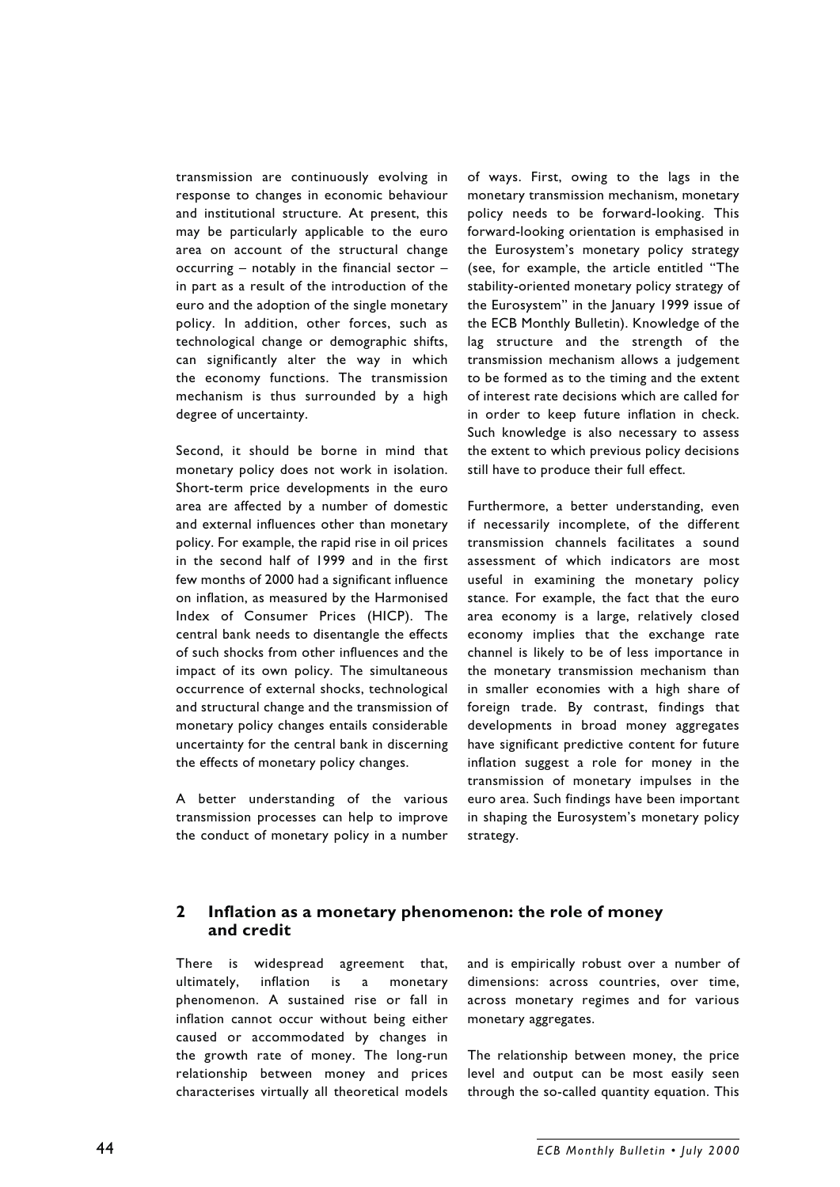transmission are continuously evolving in response to changes in economic behaviour and institutional structure. At present, this may be particularly applicable to the euro area on account of the structural change occurring – notably in the financial sector – in part as a result of the introduction of the euro and the adoption of the single monetary policy. In addition, other forces, such as technological change or demographic shifts, can significantly alter the way in which the economy functions. The transmission mechanism is thus surrounded by a high degree of uncertainty.

Second, it should be borne in mind that monetary policy does not work in isolation. Short-term price developments in the euro area are affected by a number of domestic and external influences other than monetary policy. For example, the rapid rise in oil prices in the second half of 1999 and in the first few months of 2000 had a significant influence on inflation, as measured by the Harmonised Index of Consumer Prices (HICP). The central bank needs to disentangle the effects of such shocks from other influences and the impact of its own policy. The simultaneous occurrence of external shocks, technological and structural change and the transmission of monetary policy changes entails considerable uncertainty for the central bank in discerning the effects of monetary policy changes.

A better understanding of the various transmission processes can help to improve the conduct of monetary policy in a number of ways. First, owing to the lags in the monetary transmission mechanism, monetary policy needs to be forward-looking. This forward-looking orientation is emphasised in the Eurosystem's monetary policy strategy (see, for example, the article entitled "The stability-oriented monetary policy strategy of the Eurosystem" in the January 1999 issue of the ECB Monthly Bulletin). Knowledge of the lag structure and the strength of the transmission mechanism allows a judgement to be formed as to the timing and the extent of interest rate decisions which are called for in order to keep future inflation in check. Such knowledge is also necessary to assess the extent to which previous policy decisions still have to produce their full effect.

Furthermore, a better understanding, even if necessarily incomplete, of the different transmission channels facilitates a sound assessment of which indicators are most useful in examining the monetary policy stance. For example, the fact that the euro area economy is a large, relatively closed economy implies that the exchange rate channel is likely to be of less importance in the monetary transmission mechanism than in smaller economies with a high share of foreign trade. By contrast, findings that developments in broad money aggregates have significant predictive content for future inflation suggest a role for money in the transmission of monetary impulses in the euro area. Such findings have been important in shaping the Eurosystem's monetary policy strategy.

## 2 Inflation as a monetary phenomenon: the role of money and credit

There is widespread agreement that, ultimately, inflation is a monetary phenomenon. A sustained rise or fall in inflation cannot occur without being either caused or accommodated by changes in the growth rate of money. The long-run relationship between money and prices characterises virtually all theoretical models and is empirically robust over a number of dimensions: across countries, over time, across monetary regimes and for various monetary aggregates.

The relationship between money, the price level and output can be most easily seen through the so-called quantity equation. This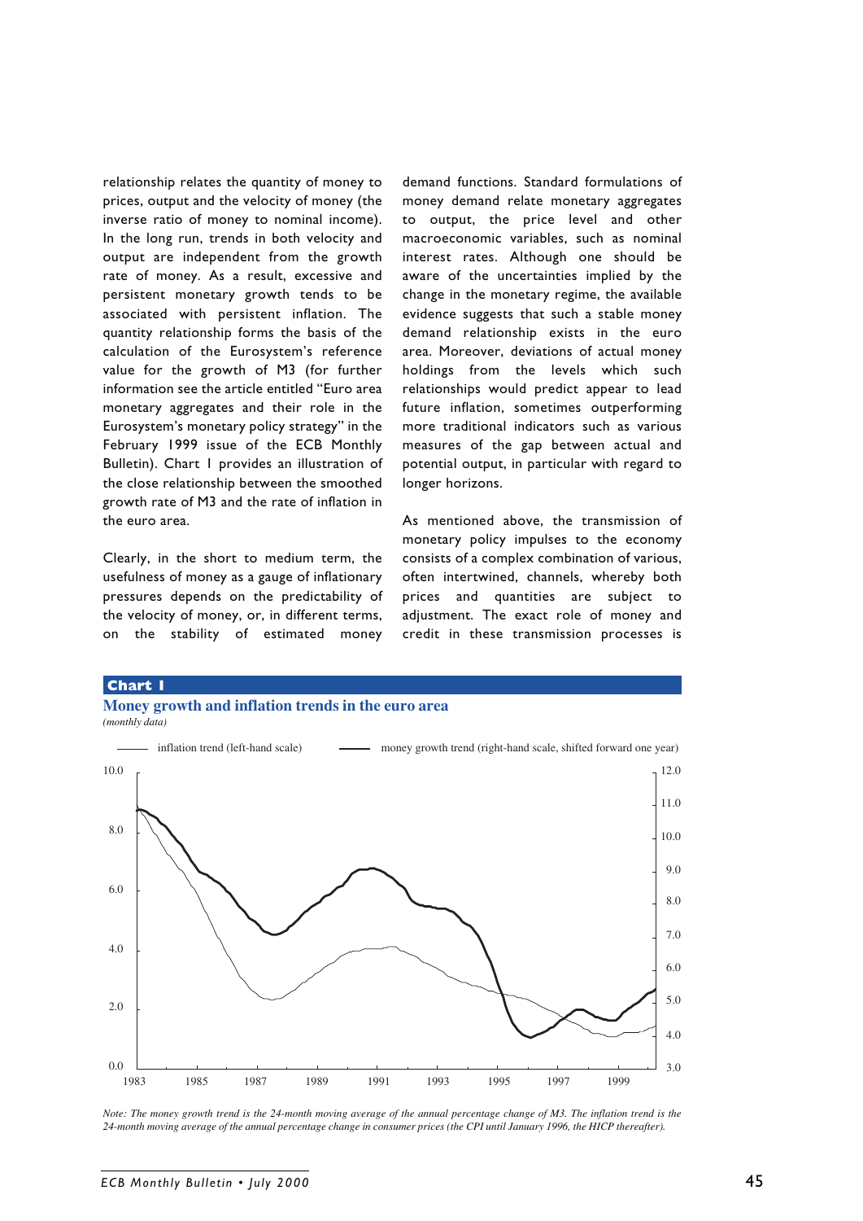relationship relates the quantity of money to prices, output and the velocity of money (the inverse ratio of money to nominal income). In the long run, trends in both velocity and output are independent from the growth rate of money. As a result, excessive and persistent monetary growth tends to be associated with persistent inflation. The quantity relationship forms the basis of the calculation of the Eurosystem's reference value for the growth of M3 (for further information see the article entitled "Euro area monetary aggregates and their role in the Eurosystem's monetary policy strategy" in the February 1999 issue of the ECB Monthly Bulletin). Chart 1 provides an illustration of the close relationship between the smoothed growth rate of M3 and the rate of inflation in the euro area.

Clearly, in the short to medium term, the usefulness of money as a gauge of inflationary pressures depends on the predictability of the velocity of money, or, in different terms, on the stability of estimated money demand functions. Standard formulations of money demand relate monetary aggregates to output, the price level and other macroeconomic variables, such as nominal interest rates. Although one should be aware of the uncertainties implied by the change in the monetary regime, the available evidence suggests that such a stable money demand relationship exists in the euro area. Moreover, deviations of actual money holdings from the levels which such relationships would predict appear to lead future inflation, sometimes outperforming more traditional indicators such as various measures of the gap between actual and potential output, in particular with regard to longer horizons.

As mentioned above, the transmission of monetary policy impulses to the economy consists of a complex combination of various, often intertwined, channels, whereby both prices and quantities are subject to adjustment. The exact role of money and credit in these transmission processes is

**Chart 1**

**Money growth and inflation trends in the euro area**

*(monthly data)*

*Note: The money growth trend is the 24-month moving average of the annual percentage change of M3. The inflation trend is the 24-month moving average of the annual percentage change in consumer prices (the CPI until January 1996, the HICP thereafter).*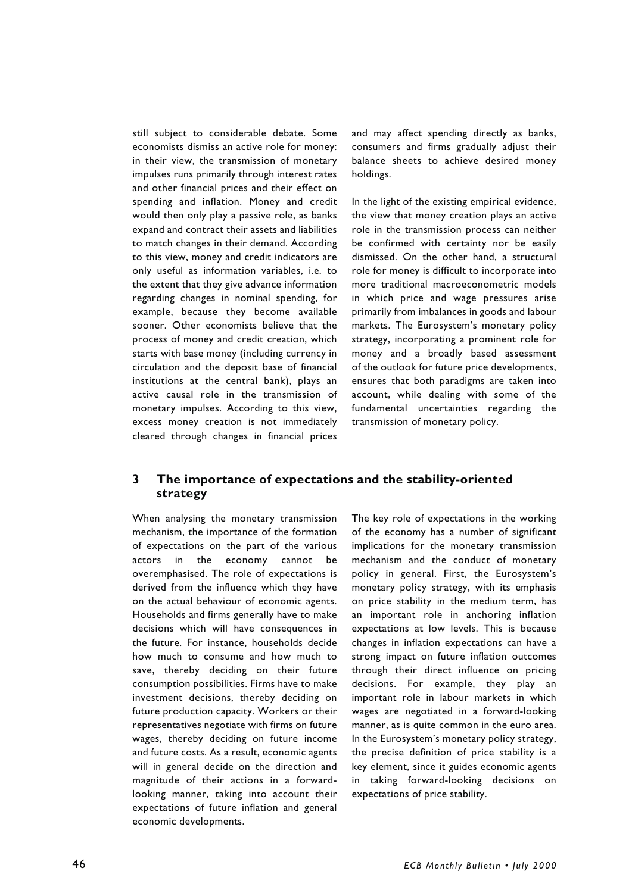still subject to considerable debate. Some economists dismiss an active role for money: in their view, the transmission of monetary impulses runs primarily through interest rates and other financial prices and their effect on spending and inflation. Money and credit would then only play a passive role, as banks expand and contract their assets and liabilities to match changes in their demand. According to this view, money and credit indicators are only useful as information variables, i.e. to the extent that they give advance information regarding changes in nominal spending, for example, because they become available sooner. Other economists believe that the process of money and credit creation, which starts with base money (including currency in circulation and the deposit base of financial institutions at the central bank), plays an active causal role in the transmission of monetary impulses. According to this view, excess money creation is not immediately cleared through changes in financial prices and may affect spending directly as banks, consumers and firms gradually adjust their balance sheets to achieve desired money holdings.

In the light of the existing empirical evidence, the view that money creation plays an active role in the transmission process can neither be confirmed with certainty nor be easily dismissed. On the other hand, a structural role for money is difficult to incorporate into more traditional macroeconometric models in which price and wage pressures arise primarily from imbalances in goods and labour markets. The Eurosystem's monetary policy strategy, incorporating a prominent role for money and a broadly based assessment of the outlook for future price developments, ensures that both paradigms are taken into account, while dealing with some of the fundamental uncertainties regarding the transmission of monetary policy.

## 3 The importance of expectations and the stability-oriented strategy

When analysing the monetary transmission mechanism, the importance of the formation of expectations on the part of the various actors in the economy cannot be overemphasised. The role of expectations is derived from the influence which they have on the actual behaviour of economic agents. Households and firms generally have to make decisions which will have consequences in the future. For instance, households decide how much to consume and how much to save, thereby deciding on their future consumption possibilities. Firms have to make investment decisions, thereby deciding on future production capacity. Workers or their representatives negotiate with firms on future wages, thereby deciding on future income and future costs. As a result, economic agents will in general decide on the direction and magnitude of their actions in a forward-looking manner, taking into account their expectations of future inflation and general economic developments.

The key role of expectations in the working of the economy has a number of significant implications for the monetary transmission mechanism and the conduct of monetary policy in general. First, the Eurosystem's monetary policy strategy, with its emphasis on price stability in the medium term, has an important role in anchoring inflation expectations at low levels. This is because changes in inflation expectations can have a strong impact on future inflation outcomes through their direct influence on pricing decisions. For example, they play an important role in labour markets in which wages are negotiated in a forward-looking manner, as is quite common in the euro area. In the Eurosystem's monetary policy strategy, the precise definition of price stability is a key element, since it guides economic agents in taking forward-looking decisions on expectations of price stability.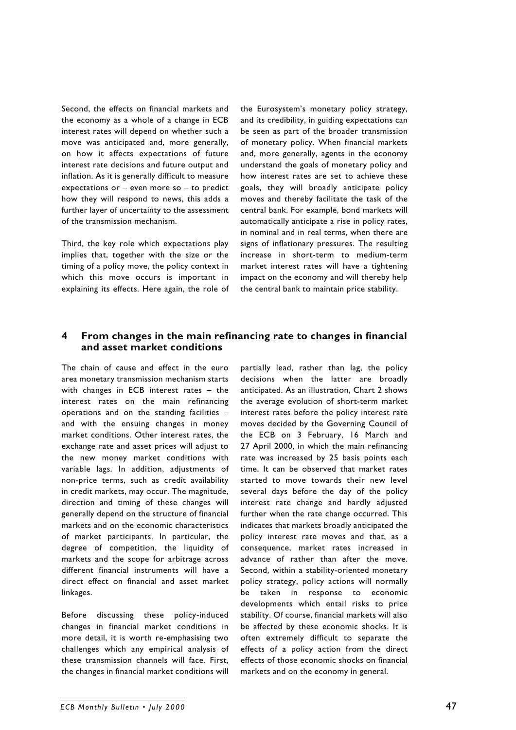Second, the effects on financial markets and the economy as a whole of a change in ECB interest rates will depend on whether such a move was anticipated and, more generally, on how it affects expectations of future interest rate decisions and future output and inflation. As it is generally difficult to measure expectations or – even more so – to predict how they will respond to news, this adds a further layer of uncertainty to the assessment of the transmission mechanism.

Third, the key role which expectations play implies that, together with the size or the timing of a policy move, the policy context in which this move occurs is important in explaining its effects. Here again, the role of the Eurosystem's monetary policy strategy, and its credibility, in guiding expectations can be seen as part of the broader transmission of monetary policy. When financial markets and, more generally, agents in the economy understand the goals of monetary policy and how interest rates are set to achieve these goals, they will broadly anticipate policy moves and thereby facilitate the task of the central bank. For example, bond markets will automatically anticipate a rise in policy rates, in nominal and in real terms, when there are signs of inflationary pressures. The resulting increase in short-term to medium-term market interest rates will have a tightening impact on the economy and will thereby help the central bank to maintain price stability.

## 4 From changes in the main refinancing rate to changes in financial and asset market conditions

The chain of cause and effect in the euro area monetary transmission mechanism starts with changes in ECB interest rates – the interest rates on the main refinancing operations and on the standing facilities – and with the ensuing changes in money market conditions. Other interest rates, the exchange rate and asset prices will adjust to the new money market conditions with variable lags. In addition, adjustments of non-price terms, such as credit availability in credit markets, may occur. The magnitude, direction and timing of these changes will generally depend on the structure of financial markets and on the economic characteristics of market participants. In particular, the degree of competition, the liquidity of markets and the scope for arbitrage across different financial instruments will have a direct effect on financial and asset market linkages.

Before discussing these policy-induced changes in financial market conditions in more detail, it is worth re-emphasising two challenges which any empirical analysis of these transmission channels will face. First, the changes in financial market conditions will partially lead, rather than lag, the policy decisions when the latter are broadly anticipated. As an illustration, Chart 2 shows the average evolution of short-term market interest rates before the policy interest rate moves decided by the Governing Council of the ECB on 3 February, 16 March and 27 April 2000, in which the main refinancing rate was increased by 25 basis points each time. It can be observed that market rates started to move towards their new level several days before the day of the policy interest rate change and hardly adjusted further when the rate change occurred. This indicates that markets broadly anticipated the policy interest rate moves and that, as a consequence, market rates increased in advance of rather than after the move. Second, within a stability-oriented monetary policy strategy, policy actions will normally be taken in response to economic developments which entail risks to price stability. Of course, financial markets will also be affected by these economic shocks. It is often extremely difficult to separate the effects of a policy action from the direct effects of those economic shocks on financial markets and on the economy in general.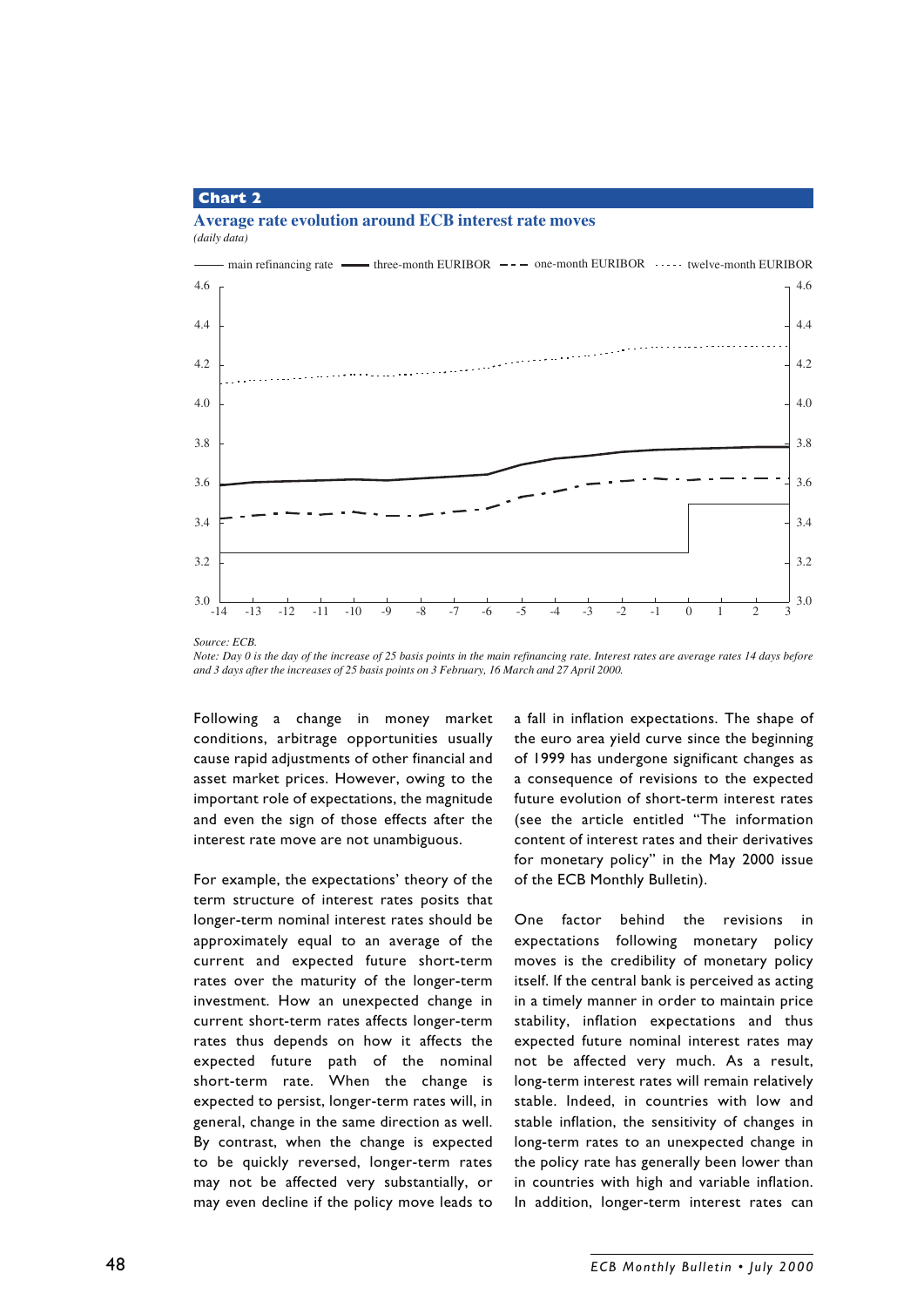**Chart 2**

**Average rate evolution around ECB interest rate moves**

*(daily data)*

Legend: main refinancing rate; three-month EURIBOR; one-month EURIBOR; twelve-month EURIBOR

*Source: ECB.*

*Note: Day 0 is the day of the increase of 25 basis points in the main refinancing rate. Interest rates are average rates 14 days before and 3 days after the increases of 25 basis points on 3 February, 16 March and 27 April 2000.*

Following a change in money market conditions, arbitrage opportunities usually cause rapid adjustments of other financial and asset market prices. However, owing to the important role of expectations, the magnitude and even the sign of those effects after the interest rate move are not unambiguous.

For example, the expectations' theory of the term structure of interest rates posits that longer-term nominal interest rates should be approximately equal to an average of the current and expected future short-term rates over the maturity of the longer-term investment. How an unexpected change in current short-term rates affects longer-term rates thus depends on how it affects the expected future path of the nominal short-term rate. When the change is expected to persist, longer-term rates will, in general, change in the same direction as well. By contrast, when the change is expected to be quickly reversed, longer-term rates may not be affected very substantially, or may even decline if the policy move leads to a fall in inflation expectations. The shape of the euro area yield curve since the beginning of 1999 has undergone significant changes as a consequence of revisions to the expected future evolution of short-term interest rates (see the article entitled "The information content of interest rates and their derivatives for monetary policy" in the May 2000 issue of the ECB Monthly Bulletin).

One factor behind the revisions in expectations following monetary policy moves is the credibility of monetary policy itself. If the central bank is perceived as acting in a timely manner in order to maintain price stability, inflation expectations and thus expected future nominal interest rates may not be affected very much. As a result, long-term interest rates will remain relatively stable. Indeed, in countries with low and stable inflation, the sensitivity of changes in long-term rates to an unexpected change in the policy rate has generally been lower than in countries with high and variable inflation. In addition, longer-term interest rates can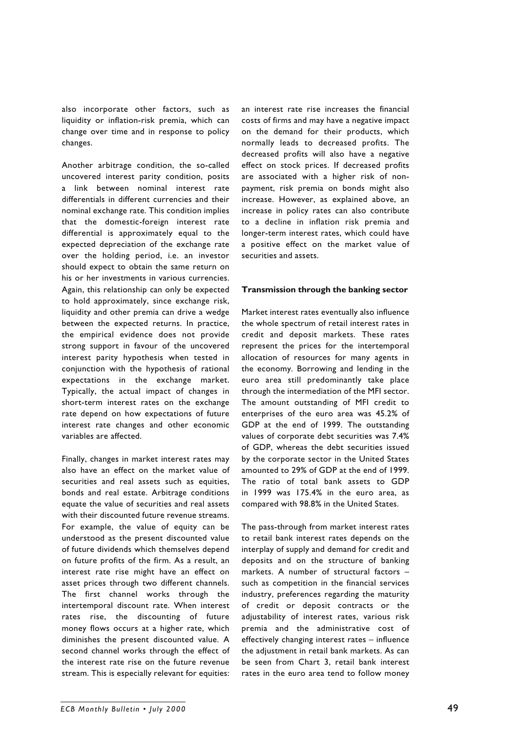also incorporate other factors, such as liquidity or inflation-risk premia, which can change over time and in response to policy changes.

Another arbitrage condition, the so-called uncovered interest parity condition, posits a link between nominal interest rate differentials in different currencies and their nominal exchange rate. This condition implies that the domestic-foreign interest rate differential is approximately equal to the expected depreciation of the exchange rate over the holding period, i.e. an investor should expect to obtain the same return on his or her investments in various currencies. Again, this relationship can only be expected to hold approximately, since exchange risk, liquidity and other premia can drive a wedge between the expected returns. In practice, the empirical evidence does not provide strong support in favour of the uncovered interest parity hypothesis when tested in conjunction with the hypothesis of rational expectations in the exchange market. Typically, the actual impact of changes in short-term interest rates on the exchange rate depend on how expectations of future interest rate changes and other economic variables are affected.

Finally, changes in market interest rates may also have an effect on the market value of securities and real assets such as equities, bonds and real estate. Arbitrage conditions equate the value of securities and real assets with their discounted future revenue streams. For example, the value of equity can be understood as the present discounted value of future dividends which themselves depend on future profits of the firm. As a result, an interest rate rise might have an effect on asset prices through two different channels. The first channel works through the intertemporal discount rate. When interest rates rise, the discounting of future money flows occurs at a higher rate, which diminishes the present discounted value. A second channel works through the effect of the interest rate rise on the future revenue stream. This is especially relevant for equities: an interest rate rise increases the financial costs of firms and may have a negative impact on the demand for their products, which normally leads to decreased profits. The decreased profits will also have a negative effect on stock prices. If decreased profits are associated with a higher risk of non-payment, risk premia on bonds might also increase. However, as explained above, an increase in policy rates can also contribute to a decline in inflation risk premia and longer-term interest rates, which could have a positive effect on the market value of securities and assets.

**Transmission through the banking sector**

Market interest rates eventually also influence the whole spectrum of retail interest rates in credit and deposit markets. These rates represent the prices for the intertemporal allocation of resources for many agents in the economy. Borrowing and lending in the euro area still predominantly take place through the intermediation of the MFI sector. The amount outstanding of MFI credit to enterprises of the euro area was 45.2% of GDP at the end of 1999. The outstanding values of corporate debt securities was 7.4% of GDP, whereas the debt securities issued by the corporate sector in the United States amounted to 29% of GDP at the end of 1999. The ratio of total bank assets to GDP in 1999 was 175.4% in the euro area, as compared with 98.8% in the United States.

The pass-through from market interest rates to retail bank interest rates depends on the interplay of supply and demand for credit and deposits and on the structure of banking markets. A number of structural factors – such as competition in the financial services industry, preferences regarding the maturity of credit or deposit contracts or the adjustability of interest rates, various risk premia and the administrative cost of effectively changing interest rates – influence the adjustment in retail bank markets. As can be seen from Chart 3, retail bank interest rates in the euro area tend to follow money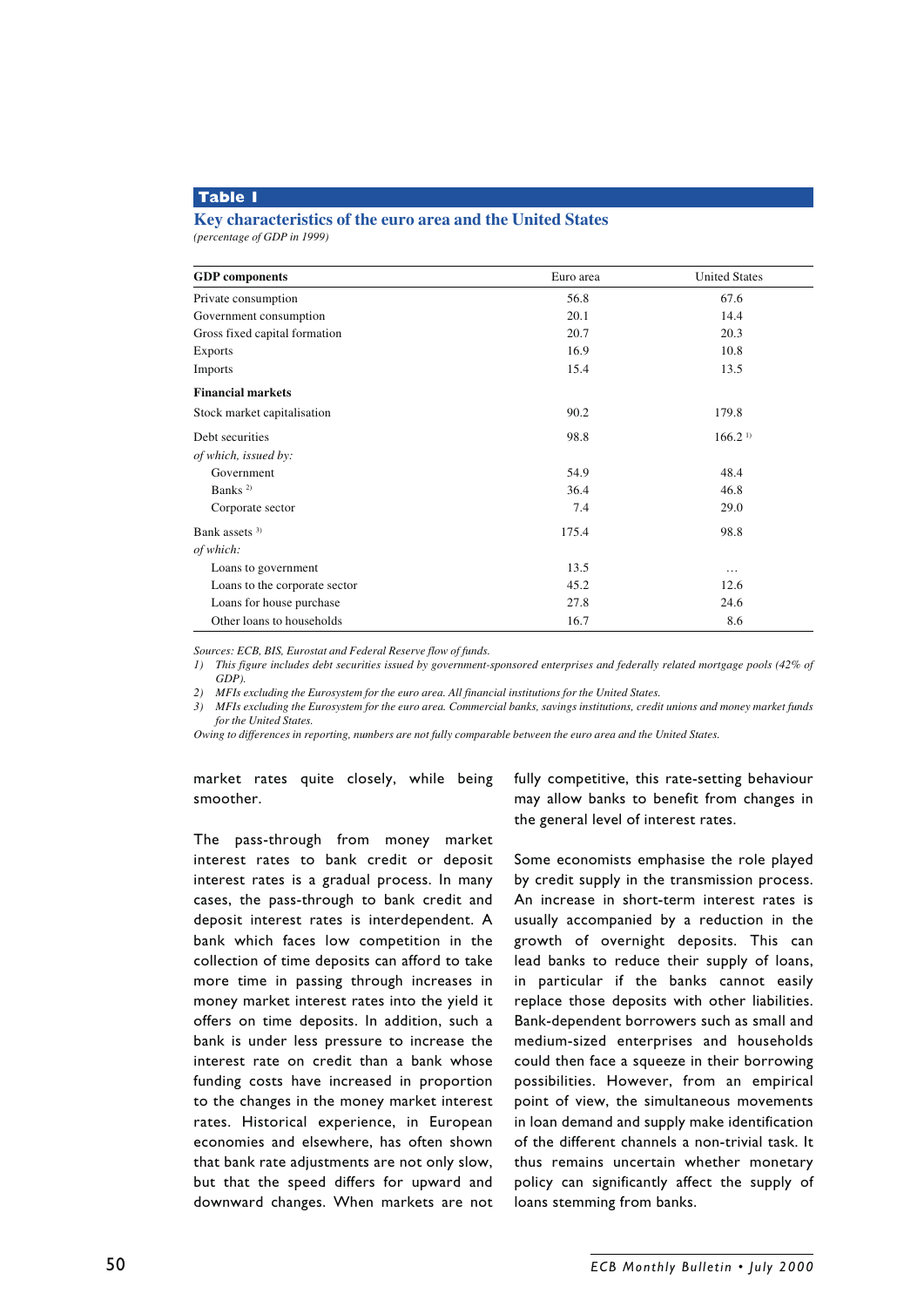**Table 1**

### Key characteristics of the euro area and the United States

*(percentage of GDP in 1999)*

| GDP components | Euro area | United States |
|---|---|---|
| Private consumption | 56.8 | 67.6 |
| Government consumption | 20.1 | 14.4 |
| Gross fixed capital formation | 20.7 | 20.3 |
| Exports | 16.9 | 10.8 |
| Imports | 15.4 | 13.5 |
| **Financial markets** | | |
| Stock market capitalisation | 90.2 | 179.8 |
| Debt securities | 98.8 | 166.2 [1] |
| *of which, issued by:* | | |
| Government | 54.9 | 48.4 |
| Banks [2] | 36.4 | 46.8 |
| Corporate sector | 7.4 | 29.0 |
| Bank assets [3] | 175.4 | 98.8 |
| *of which:* | | |
| Loans to government | 13.5 | ... |
| Loans to the corporate sector | 45.2 | 12.6 |
| Loans for house purchase | 27.8 | 24.6 |
| Other loans to households | 16.7 | 8.6 |

*Sources: ECB, BIS, Eurostat and Federal Reserve flow of funds.*

*1) This figure includes debt securities issued by government-sponsored enterprises and federally related mortgage pools (42% of GDP).*

*2) MFIs excluding the Eurosystem for the euro area. All financial institutions for the United States.*

*3) MFIs excluding the Eurosystem for the euro area. Commercial banks, savings institutions, credit unions and money market funds for the United States.*

*Owing to differences in reporting, numbers are not fully comparable between the euro area and the United States.*

market rates quite closely, while being smoother.

The pass-through from money market interest rates to bank credit or deposit interest rates is a gradual process. In many cases, the pass-through to bank credit and deposit interest rates is interdependent. A bank which faces low competition in the collection of time deposits can afford to take more time in passing through increases in money market interest rates into the yield it offers on time deposits. In addition, such a bank is under less pressure to increase the interest rate on credit than a bank whose funding costs have increased in proportion to the changes in the money market interest rates. Historical experience, in European economies and elsewhere, has often shown that bank rate adjustments are not only slow, but that the speed differs for upward and downward changes. When markets are not fully competitive, this rate-setting behaviour may allow banks to benefit from changes in the general level of interest rates.

Some economists emphasise the role played by credit supply in the transmission process. An increase in short-term interest rates is usually accompanied by a reduction in the growth of overnight deposits. This can lead banks to reduce their supply of loans, in particular if the banks cannot easily replace those deposits with other liabilities. Bank-dependent borrowers such as small and medium-sized enterprises and households could then face a squeeze in their borrowing possibilities. However, from an empirical point of view, the simultaneous movements in loan demand and supply make identification of the different channels a non-trivial task. It thus remains uncertain whether monetary policy can significantly affect the supply of loans stemming from banks.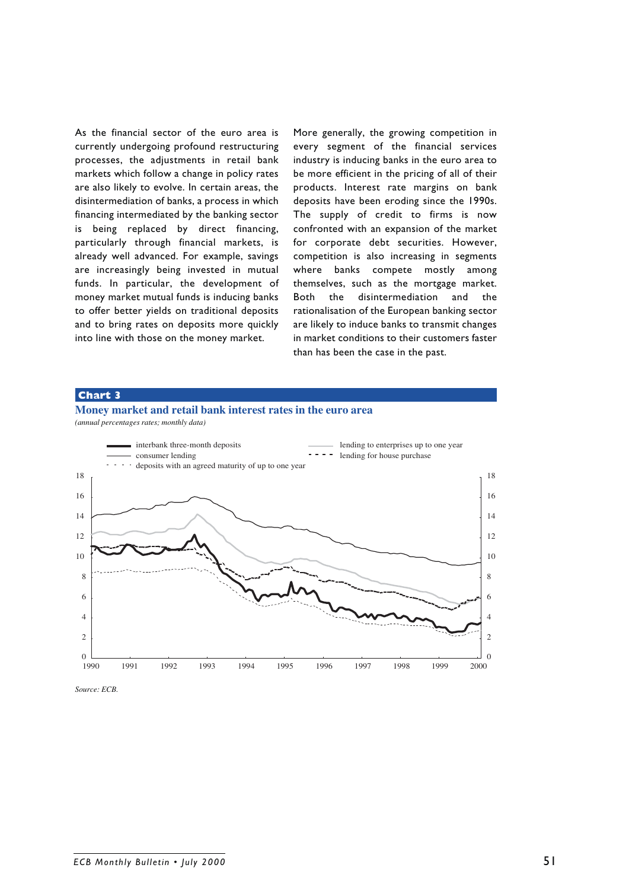As the financial sector of the euro area is currently undergoing profound restructuring processes, the adjustments in retail bank markets which follow a change in policy rates are also likely to evolve. In certain areas, the disintermediation of banks, a process in which financing intermediated by the banking sector is being replaced by direct financing, particularly through financial markets, is already well advanced. For example, savings are increasingly being invested in mutual funds. In particular, the development of money market mutual funds is inducing banks to offer better yields on traditional deposits and to bring rates on deposits more quickly into line with those on the money market.

More generally, the growing competition in every segment of the financial services industry is inducing banks in the euro area to be more efficient in the pricing of all of their products. Interest rate margins on bank deposits have been eroding since the 1990s. The supply of credit to firms is now confronted with an expansion of the market for corporate debt securities. However, competition is also increasing in segments where banks compete mostly among themselves, such as the mortgage market. Both the disintermediation and the rationalisation of the European banking sector are likely to induce banks to transmit changes in market conditions to their customers faster than has been the case in the past.

**Chart 3**

**Money market and retail bank interest rates in the euro area**

*(annual percentages rates; monthly data)*

- interbank three-month deposits
- consumer lending
- deposits with an agreed maturity of up to one year
- lending to enterprises up to one year
- lending for house purchase

*Source: ECB.*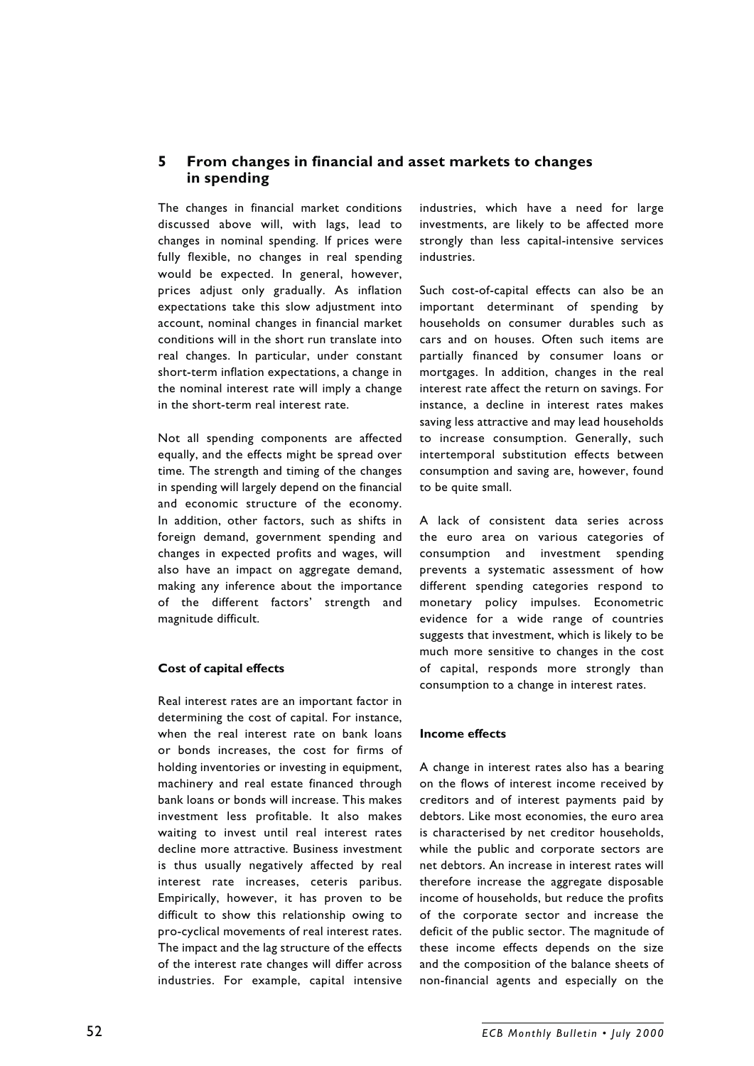## 5 From changes in financial and asset markets to changes in spending

The changes in financial market conditions discussed above will, with lags, lead to changes in nominal spending. If prices were fully flexible, no changes in real spending would be expected. In general, however, prices adjust only gradually. As inflation expectations take this slow adjustment into account, nominal changes in financial market conditions will in the short run translate into real changes. In particular, under constant short-term inflation expectations, a change in the nominal interest rate will imply a change in the short-term real interest rate.

Not all spending components are affected equally, and the effects might be spread over time. The strength and timing of the changes in spending will largely depend on the financial and economic structure of the economy. In addition, other factors, such as shifts in foreign demand, government spending and changes in expected profits and wages, will also have an impact on aggregate demand, making any inference about the importance of the different factors' strength and magnitude difficult.

**Cost of capital effects**

Real interest rates are an important factor in determining the cost of capital. For instance, when the real interest rate on bank loans or bonds increases, the cost for firms of holding inventories or investing in equipment, machinery and real estate financed through bank loans or bonds will increase. This makes investment less profitable. It also makes waiting to invest until real interest rates decline more attractive. Business investment is thus usually negatively affected by real interest rate increases, ceteris paribus. Empirically, however, it has proven to be difficult to show this relationship owing to pro-cyclical movements of real interest rates. The impact and the lag structure of the effects of the interest rate changes will differ across industries. For example, capital intensive industries, which have a need for large investments, are likely to be affected more strongly than less capital-intensive services industries.

Such cost-of-capital effects can also be an important determinant of spending by households on consumer durables such as cars and on houses. Often such items are partially financed by consumer loans or mortgages. In addition, changes in the real interest rate affect the return on savings. For instance, a decline in interest rates makes saving less attractive and may lead households to increase consumption. Generally, such intertemporal substitution effects between consumption and saving are, however, found to be quite small.

A lack of consistent data series across the euro area on various categories of consumption and investment spending prevents a systematic assessment of how different spending categories respond to monetary policy impulses. Econometric evidence for a wide range of countries suggests that investment, which is likely to be much more sensitive to changes in the cost of capital, responds more strongly than consumption to a change in interest rates.

**Income effects**

A change in interest rates also has a bearing on the flows of interest income received by creditors and of interest payments paid by debtors. Like most economies, the euro area is characterised by net creditor households, while the public and corporate sectors are net debtors. An increase in interest rates will therefore increase the aggregate disposable income of households, but reduce the profits of the corporate sector and increase the deficit of the public sector. The magnitude of these income effects depends on the size and the composition of the balance sheets of non-financial agents and especially on the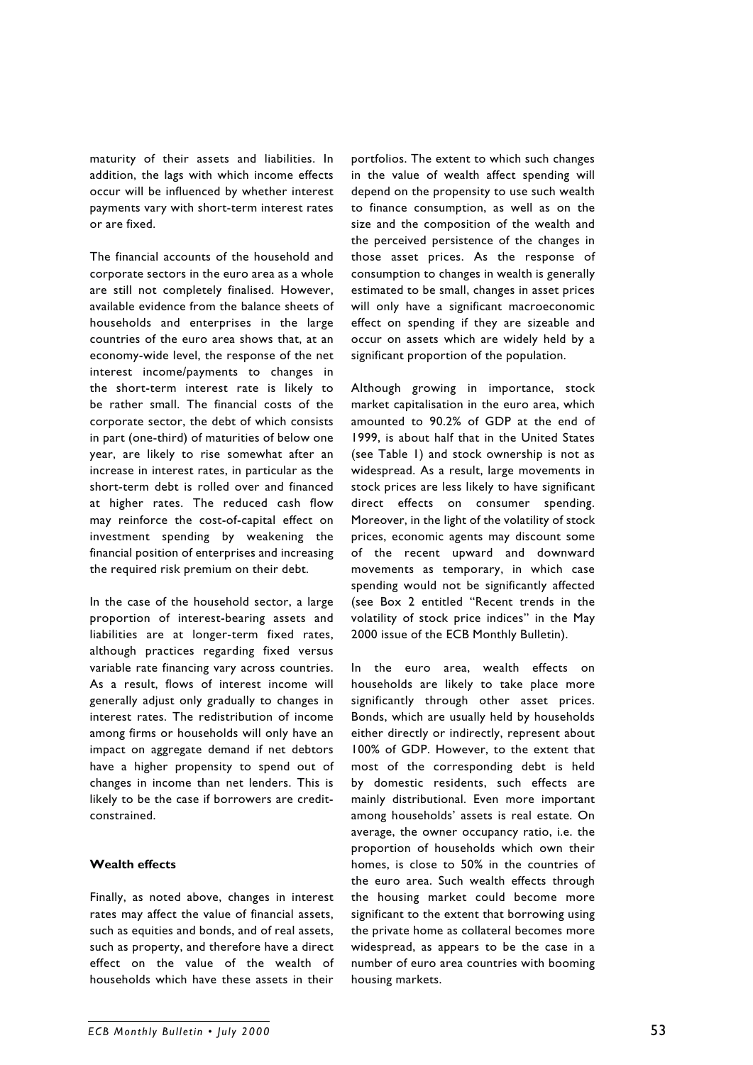maturity of their assets and liabilities. In addition, the lags with which income effects occur will be influenced by whether interest payments vary with short-term interest rates or are fixed.

The financial accounts of the household and corporate sectors in the euro area as a whole are still not completely finalised. However, available evidence from the balance sheets of households and enterprises in the large countries of the euro area shows that, at an economy-wide level, the response of the net interest income/payments to changes in the short-term interest rate is likely to be rather small. The financial costs of the corporate sector, the debt of which consists in part (one-third) of maturities of below one year, are likely to rise somewhat after an increase in interest rates, in particular as the short-term debt is rolled over and financed at higher rates. The reduced cash flow may reinforce the cost-of-capital effect on investment spending by weakening the financial position of enterprises and increasing the required risk premium on their debt.

In the case of the household sector, a large proportion of interest-bearing assets and liabilities are at longer-term fixed rates, although practices regarding fixed versus variable rate financing vary across countries. As a result, flows of interest income will generally adjust only gradually to changes in interest rates. The redistribution of income among firms or households will only have an impact on aggregate demand if net debtors have a higher propensity to spend out of changes in income than net lenders. This is likely to be the case if borrowers are credit-constrained.

**Wealth effects**

Finally, as noted above, changes in interest rates may affect the value of financial assets, such as equities and bonds, and of real assets, such as property, and therefore have a direct effect on the value of the wealth of households which have these assets in their portfolios. The extent to which such changes in the value of wealth affect spending will depend on the propensity to use such wealth to finance consumption, as well as on the size and the composition of the wealth and the perceived persistence of the changes in those asset prices. As the response of consumption to changes in wealth is generally estimated to be small, changes in asset prices will only have a significant macroeconomic effect on spending if they are sizeable and occur on assets which are widely held by a significant proportion of the population.

Although growing in importance, stock market capitalisation in the euro area, which amounted to 90.2% of GDP at the end of 1999, is about half that in the United States (see Table 1) and stock ownership is not as widespread. As a result, large movements in stock prices are less likely to have significant direct effects on consumer spending. Moreover, in the light of the volatility of stock prices, economic agents may discount some of the recent upward and downward movements as temporary, in which case spending would not be significantly affected (see Box 2 entitled "Recent trends in the volatility of stock price indices" in the May 2000 issue of the ECB Monthly Bulletin).

In the euro area, wealth effects on households are likely to take place more significantly through other asset prices. Bonds, which are usually held by households either directly or indirectly, represent about 100% of GDP. However, to the extent that most of the corresponding debt is held by domestic residents, such effects are mainly distributional. Even more important among households' assets is real estate. On average, the owner occupancy ratio, i.e. the proportion of households which own their homes, is close to 50% in the countries of the euro area. Such wealth effects through the housing market could become more significant to the extent that borrowing using the private home as collateral becomes more widespread, as appears to be the case in a number of euro area countries with booming housing markets.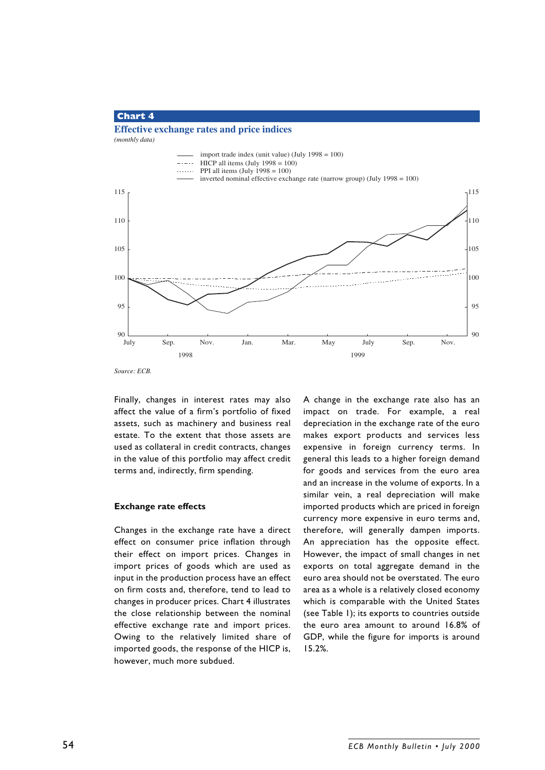**Chart 4**

**Effective exchange rates and price indices**

*(monthly data)*

- import trade index (unit value) (July 1998 = 100)
- HICP all items (July 1998 = 100)
- PPI all items (July 1998 = 100)
- inverted nominal effective exchange rate (narrow group) (July 1998 = 100)

*Source: ECB.*

Finally, changes in interest rates may also affect the value of a firm's portfolio of fixed assets, such as machinery and business real estate. To the extent that those assets are used as collateral in credit contracts, changes in the value of this portfolio may affect credit terms and, indirectly, firm spending.

**Exchange rate effects**

Changes in the exchange rate have a direct effect on consumer price inflation through their effect on import prices. Changes in import prices of goods which are used as input in the production process have an effect on firm costs and, therefore, tend to lead to changes in producer prices. Chart 4 illustrates the close relationship between the nominal effective exchange rate and import prices. Owing to the relatively limited share of imported goods, the response of the HICP is, however, much more subdued.

A change in the exchange rate also has an impact on trade. For example, a real depreciation in the exchange rate of the euro makes export products and services less expensive in foreign currency terms. In general this leads to a higher foreign demand for goods and services from the euro area and an increase in the volume of exports. In a similar vein, a real depreciation will make imported products which are priced in foreign currency more expensive in euro terms and, therefore, will generally dampen imports. An appreciation has the opposite effect. However, the impact of small changes in net exports on total aggregate demand in the euro area should not be overstated. The euro area as a whole is a relatively closed economy which is comparable with the United States (see Table 1); its exports to countries outside the euro area amount to around 16.8% of GDP, while the figure for imports is around 15.2%.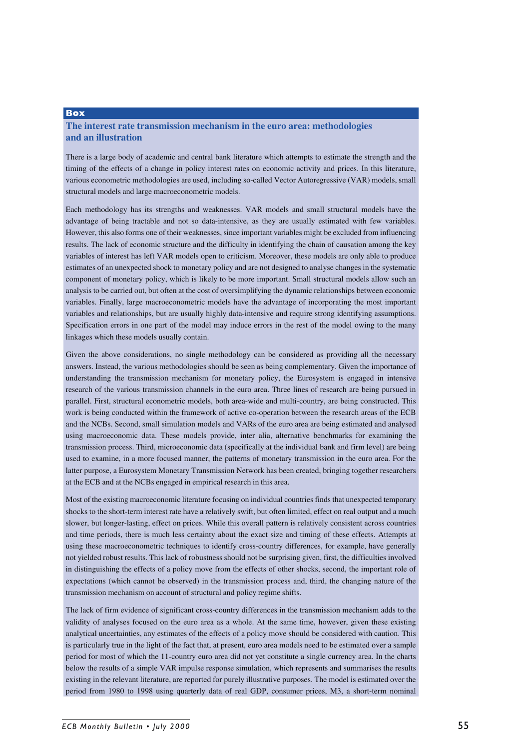**Box**

## The interest rate transmission mechanism in the euro area: methodologies and an illustration

There is a large body of academic and central bank literature which attempts to estimate the strength and the timing of the effects of a change in policy interest rates on economic activity and prices. In this literature, various econometric methodologies are used, including so-called Vector Autoregressive (VAR) models, small structural models and large macroeconometric models.

Each methodology has its strengths and weaknesses. VAR models and small structural models have the advantage of being tractable and not so data-intensive, as they are usually estimated with few variables. However, this also forms one of their weaknesses, since important variables might be excluded from influencing results. The lack of economic structure and the difficulty in identifying the chain of causation among the key variables of interest has left VAR models open to criticism. Moreover, these models are only able to produce estimates of an unexpected shock to monetary policy and are not designed to analyse changes in the systematic component of monetary policy, which is likely to be more important. Small structural models allow such an analysis to be carried out, but often at the cost of oversimplifying the dynamic relationships between economic variables. Finally, large macroeconometric models have the advantage of incorporating the most important variables and relationships, but are usually highly data-intensive and require strong identifying assumptions. Specification errors in one part of the model may induce errors in the rest of the model owing to the many linkages which these models usually contain.

Given the above considerations, no single methodology can be considered as providing all the necessary answers. Instead, the various methodologies should be seen as being complementary. Given the importance of understanding the transmission mechanism for monetary policy, the Eurosystem is engaged in intensive research of the various transmission channels in the euro area. Three lines of research are being pursued in parallel. First, structural econometric models, both area-wide and multi-country, are being constructed. This work is being conducted within the framework of active co-operation between the research areas of the ECB and the NCBs. Second, small simulation models and VARs of the euro area are being estimated and analysed using macroeconomic data. These models provide, inter alia, alternative benchmarks for examining the transmission process. Third, microeconomic data (specifically at the individual bank and firm level) are being used to examine, in a more focused manner, the patterns of monetary transmission in the euro area. For the latter purpose, a Eurosystem Monetary Transmission Network has been created, bringing together researchers at the ECB and at the NCBs engaged in empirical research in this area.

Most of the existing macroeconomic literature focusing on individual countries finds that unexpected temporary shocks to the short-term interest rate have a relatively swift, but often limited, effect on real output and a much slower, but longer-lasting, effect on prices. While this overall pattern is relatively consistent across countries and time periods, there is much less certainty about the exact size and timing of these effects. Attempts at using these macroeconometric techniques to identify cross-country differences, for example, have generally not yielded robust results. This lack of robustness should not be surprising given, first, the difficulties involved in distinguishing the effects of a policy move from the effects of other shocks, second, the important role of expectations (which cannot be observed) in the transmission process and, third, the changing nature of the transmission mechanism on account of structural and policy regime shifts.

The lack of firm evidence of significant cross-country differences in the transmission mechanism adds to the validity of analyses focused on the euro area as a whole. At the same time, however, given these existing analytical uncertainties, any estimates of the effects of a policy move should be considered with caution. This is particularly true in the light of the fact that, at present, euro area models need to be estimated over a sample period for most of which the 11-country euro area did not yet constitute a single currency area. In the charts below the results of a simple VAR impulse response simulation, which represents and summarises the results existing in the relevant literature, are reported for purely illustrative purposes. The model is estimated over the period from 1980 to 1998 using quarterly data of real GDP, consumer prices, M3, a short-term nominal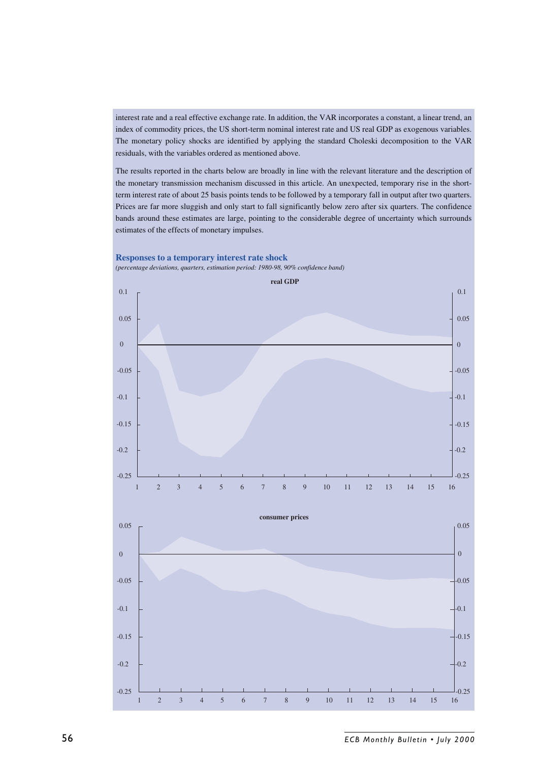interest rate and a real effective exchange rate. In addition, the VAR incorporates a constant, a linear trend, an index of commodity prices, the US short-term nominal interest rate and US real GDP as exogenous variables. The monetary policy shocks are identified by applying the standard Choleski decomposition to the VAR residuals, with the variables ordered as mentioned above.

The results reported in the charts below are broadly in line with the relevant literature and the description of the monetary transmission mechanism discussed in this article. An unexpected, temporary rise in the short-term interest rate of about 25 basis points tends to be followed by a temporary fall in output after two quarters. Prices are far more sluggish and only start to fall significantly below zero after six quarters. The confidence bands around these estimates are large, pointing to the considerable degree of uncertainty which surrounds estimates of the effects of monetary impulses.

### Responses to a temporary interest rate shock

*(percentage deviations, quarters, estimation period: 1980-98, 90% confidence band)*

**real GDP**

**consumer prices**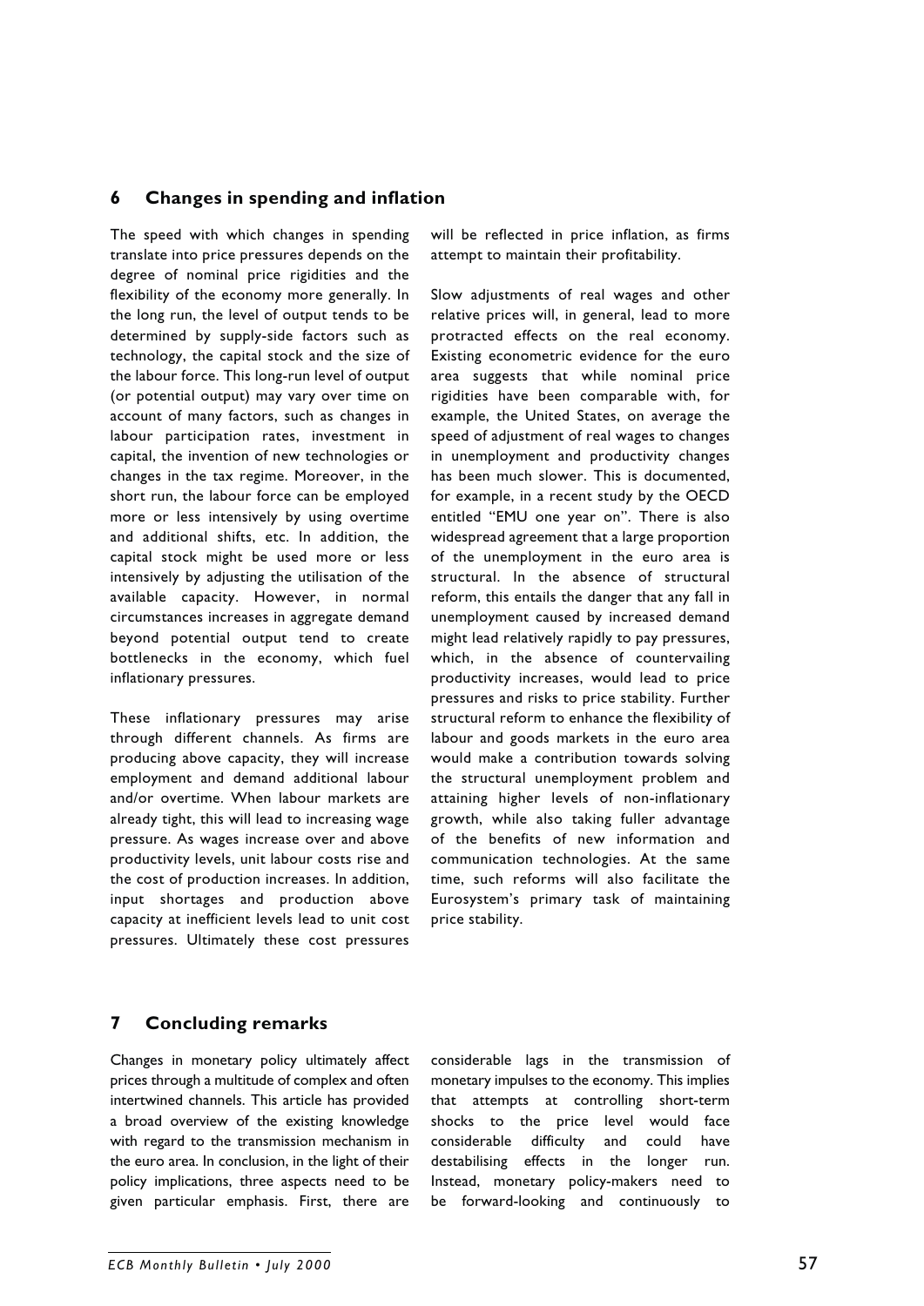## 6 Changes in spending and inflation

The speed with which changes in spending translate into price pressures depends on the degree of nominal price rigidities and the flexibility of the economy more generally. In the long run, the level of output tends to be determined by supply-side factors such as technology, the capital stock and the size of the labour force. This long-run level of output (or potential output) may vary over time on account of many factors, such as changes in labour participation rates, investment in capital, the invention of new technologies or changes in the tax regime. Moreover, in the short run, the labour force can be employed more or less intensively by using overtime and additional shifts, etc. In addition, the capital stock might be used more or less intensively by adjusting the utilisation of the available capacity. However, in normal circumstances increases in aggregate demand beyond potential output tend to create bottlenecks in the economy, which fuel inflationary pressures.

These inflationary pressures may arise through different channels. As firms are producing above capacity, they will increase employment and demand additional labour and/or overtime. When labour markets are already tight, this will lead to increasing wage pressure. As wages increase over and above productivity levels, unit labour costs rise and the cost of production increases. In addition, input shortages and production above capacity at inefficient levels lead to unit cost pressures. Ultimately these cost pressures will be reflected in price inflation, as firms attempt to maintain their profitability.

Slow adjustments of real wages and other relative prices will, in general, lead to more protracted effects on the real economy. Existing econometric evidence for the euro area suggests that while nominal price rigidities have been comparable with, for example, the United States, on average the speed of adjustment of real wages to changes in unemployment and productivity changes has been much slower. This is documented, for example, in a recent study by the OECD entitled "EMU one year on". There is also widespread agreement that a large proportion of the unemployment in the euro area is structural. In the absence of structural reform, this entails the danger that any fall in unemployment caused by increased demand might lead relatively rapidly to pay pressures, which, in the absence of countervailing productivity increases, would lead to price pressures and risks to price stability. Further structural reform to enhance the flexibility of labour and goods markets in the euro area would make a contribution towards solving the structural unemployment problem and attaining higher levels of non-inflationary growth, while also taking fuller advantage of the benefits of new information and communication technologies. At the same time, such reforms will also facilitate the Eurosystem's primary task of maintaining price stability.

## 7 Concluding remarks

Changes in monetary policy ultimately affect prices through a multitude of complex and often intertwined channels. This article has provided a broad overview of the existing knowledge with regard to the transmission mechanism in the euro area. In conclusion, in the light of their policy implications, three aspects need to be given particular emphasis. First, there are considerable lags in the transmission of monetary impulses to the economy. This implies that attempts at controlling short-term shocks to the price level would face considerable difficulty and could have destabilising effects in the longer run. Instead, monetary policy-makers need to be forward-looking and continuously to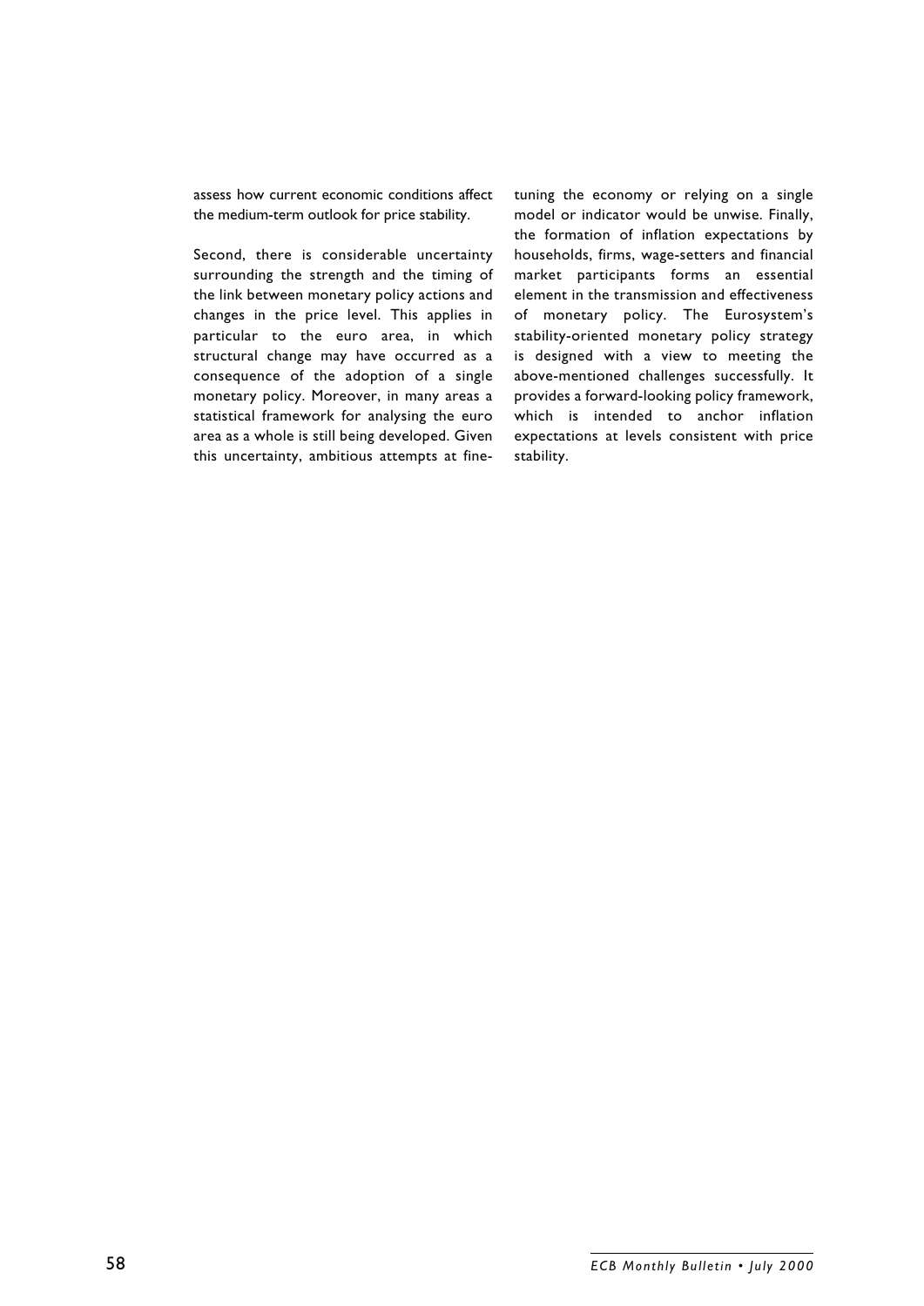assess how current economic conditions affect the medium-term outlook for price stability.

Second, there is considerable uncertainty surrounding the strength and the timing of the link between monetary policy actions and changes in the price level. This applies in particular to the euro area, in which structural change may have occurred as a consequence of the adoption of a single monetary policy. Moreover, in many areas a statistical framework for analysing the euro area as a whole is still being developed. Given this uncertainty, ambitious attempts at fine-tuning the economy or relying on a single model or indicator would be unwise. Finally, the formation of inflation expectations by households, firms, wage-setters and financial market participants forms an essential element in the transmission and effectiveness of monetary policy. The Eurosystem's stability-oriented monetary policy strategy is designed with a view to meeting the above-mentioned challenges successfully. It provides a forward-looking policy framework, which is intended to anchor inflation expectations at levels consistent with price stability.